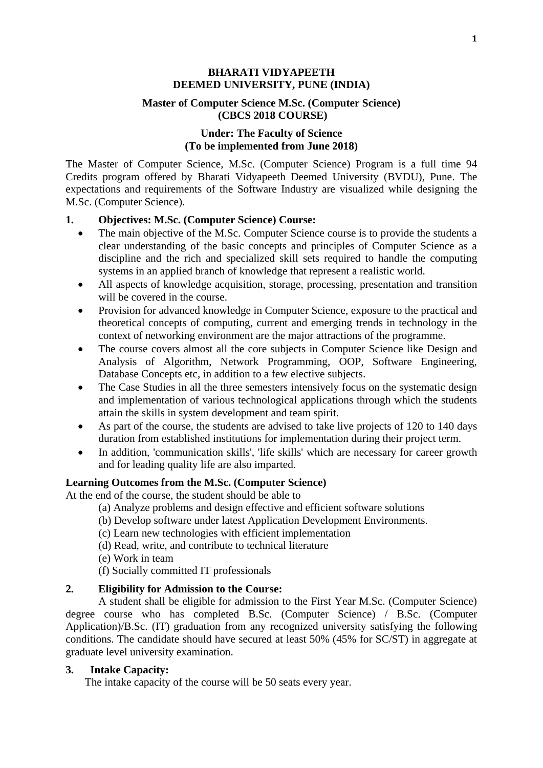# BHARATI VIDYAPEETH
# DEEMED UNIVERSITY, PUNE (INDIA)

## Master of Computer Science M.Sc. (Computer Science)
## (CBCS 2018 COURSE)

## Under: The Faculty of Science
## (To be implemented from June 2018)

The Master of Computer Science, M.Sc. (Computer Science) Program is a full time 94 Credits program offered by Bharati Vidyapeeth Deemed University (BVDU), Pune. The expectations and requirements of the Software Industry are visualized while designing the M.Sc. (Computer Science).

### 1. Objectives: M.Sc. (Computer Science) Course:

- The main objective of the M.Sc. Computer Science course is to provide the students a clear understanding of the basic concepts and principles of Computer Science as a discipline and the rich and specialized skill sets required to handle the computing systems in an applied branch of knowledge that represent a realistic world.
- All aspects of knowledge acquisition, storage, processing, presentation and transition will be covered in the course.
- Provision for advanced knowledge in Computer Science, exposure to the practical and theoretical concepts of computing, current and emerging trends in technology in the context of networking environment are the major attractions of the programme.
- The course covers almost all the core subjects in Computer Science like Design and Analysis of Algorithm, Network Programming, OOP, Software Engineering, Database Concepts etc, in addition to a few elective subjects.
- The Case Studies in all the three semesters intensively focus on the systematic design and implementation of various technological applications through which the students attain the skills in system development and team spirit.
- As part of the course, the students are advised to take live projects of 120 to 140 days duration from established institutions for implementation during their project term.
- In addition, 'communication skills', 'life skills' which are necessary for career growth and for leading quality life are also imparted.

### Learning Outcomes from the M.Sc. (Computer Science)

At the end of the course, the student should be able to

(a) Analyze problems and design effective and efficient software solutions
(b) Develop software under latest Application Development Environments.
(c) Learn new technologies with efficient implementation
(d) Read, write, and contribute to technical literature
(e) Work in team
(f) Socially committed IT professionals

### 2. Eligibility for Admission to the Course:

A student shall be eligible for admission to the First Year M.Sc. (Computer Science) degree course who has completed B.Sc. (Computer Science) / B.Sc. (Computer Application)/B.Sc. (IT) graduation from any recognized university satisfying the following conditions. The candidate should have secured at least 50% (45% for SC/ST) in aggregate at graduate level university examination.

### 3. Intake Capacity:

The intake capacity of the course will be 50 seats every year.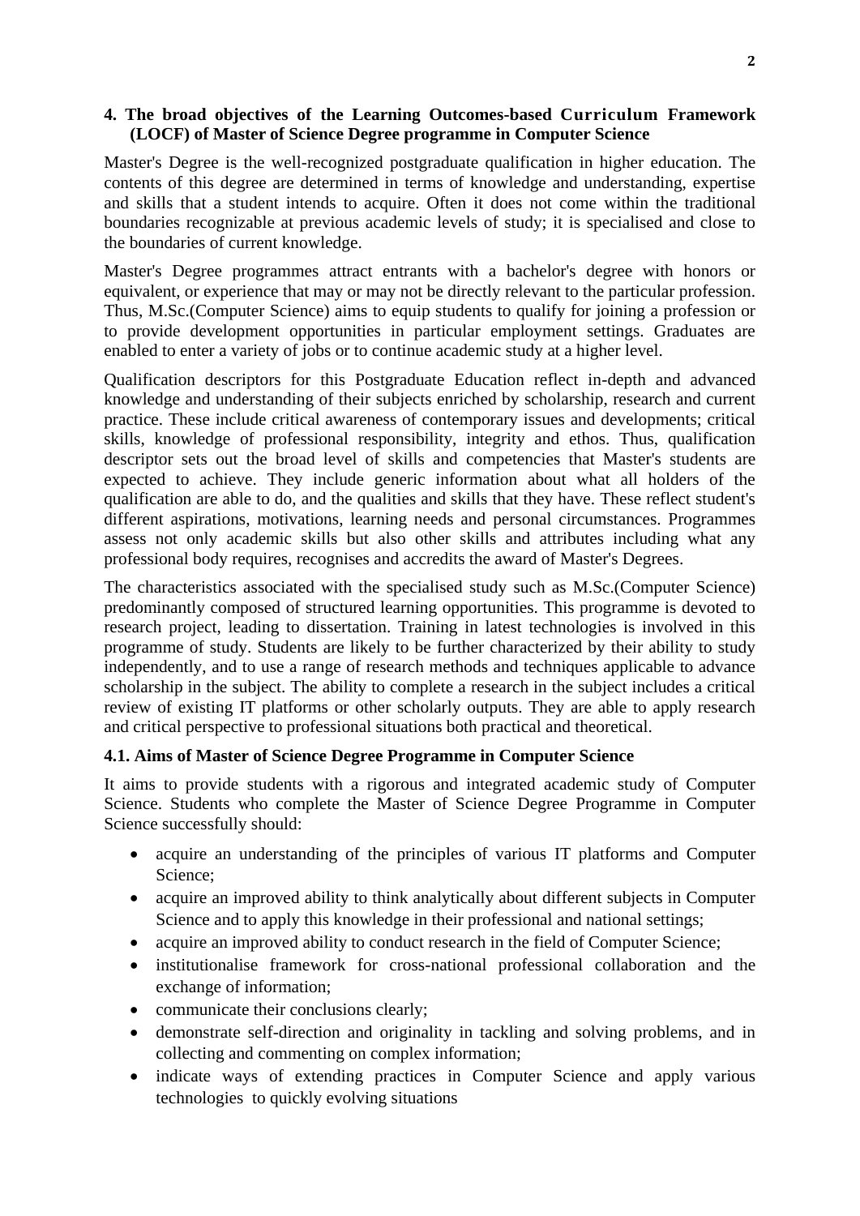## 4. The broad objectives of the Learning Outcomes-based Curriculum Framework (LOCF) of Master of Science Degree programme in Computer Science

Master's Degree is the well-recognized postgraduate qualification in higher education. The contents of this degree are determined in terms of knowledge and understanding, expertise and skills that a student intends to acquire. Often it does not come within the traditional boundaries recognizable at previous academic levels of study; it is specialised and close to the boundaries of current knowledge.

Master's Degree programmes attract entrants with a bachelor's degree with honors or equivalent, or experience that may or may not be directly relevant to the particular profession. Thus, M.Sc.(Computer Science) aims to equip students to qualify for joining a profession or to provide development opportunities in particular employment settings. Graduates are enabled to enter a variety of jobs or to continue academic study at a higher level.

Qualification descriptors for this Postgraduate Education reflect in-depth and advanced knowledge and understanding of their subjects enriched by scholarship, research and current practice. These include critical awareness of contemporary issues and developments; critical skills, knowledge of professional responsibility, integrity and ethos. Thus, qualification descriptor sets out the broad level of skills and competencies that Master's students are expected to achieve. They include generic information about what all holders of the qualification are able to do, and the qualities and skills that they have. These reflect student's different aspirations, motivations, learning needs and personal circumstances. Programmes assess not only academic skills but also other skills and attributes including what any professional body requires, recognises and accredits the award of Master's Degrees.

The characteristics associated with the specialised study such as M.Sc.(Computer Science) predominantly composed of structured learning opportunities. This programme is devoted to research project, leading to dissertation. Training in latest technologies is involved in this programme of study. Students are likely to be further characterized by their ability to study independently, and to use a range of research methods and techniques applicable to advance scholarship in the subject. The ability to complete a research in the subject includes a critical review of existing IT platforms or other scholarly outputs. They are able to apply research and critical perspective to professional situations both practical and theoretical.

### 4.1. Aims of Master of Science Degree Programme in Computer Science

It aims to provide students with a rigorous and integrated academic study of Computer Science. Students who complete the Master of Science Degree Programme in Computer Science successfully should:

- acquire an understanding of the principles of various IT platforms and Computer Science;
- acquire an improved ability to think analytically about different subjects in Computer Science and to apply this knowledge in their professional and national settings;
- acquire an improved ability to conduct research in the field of Computer Science;
- institutionalise framework for cross-national professional collaboration and the exchange of information;
- communicate their conclusions clearly;
- demonstrate self-direction and originality in tackling and solving problems, and in collecting and commenting on complex information;
- indicate ways of extending practices in Computer Science and apply various technologies to quickly evolving situations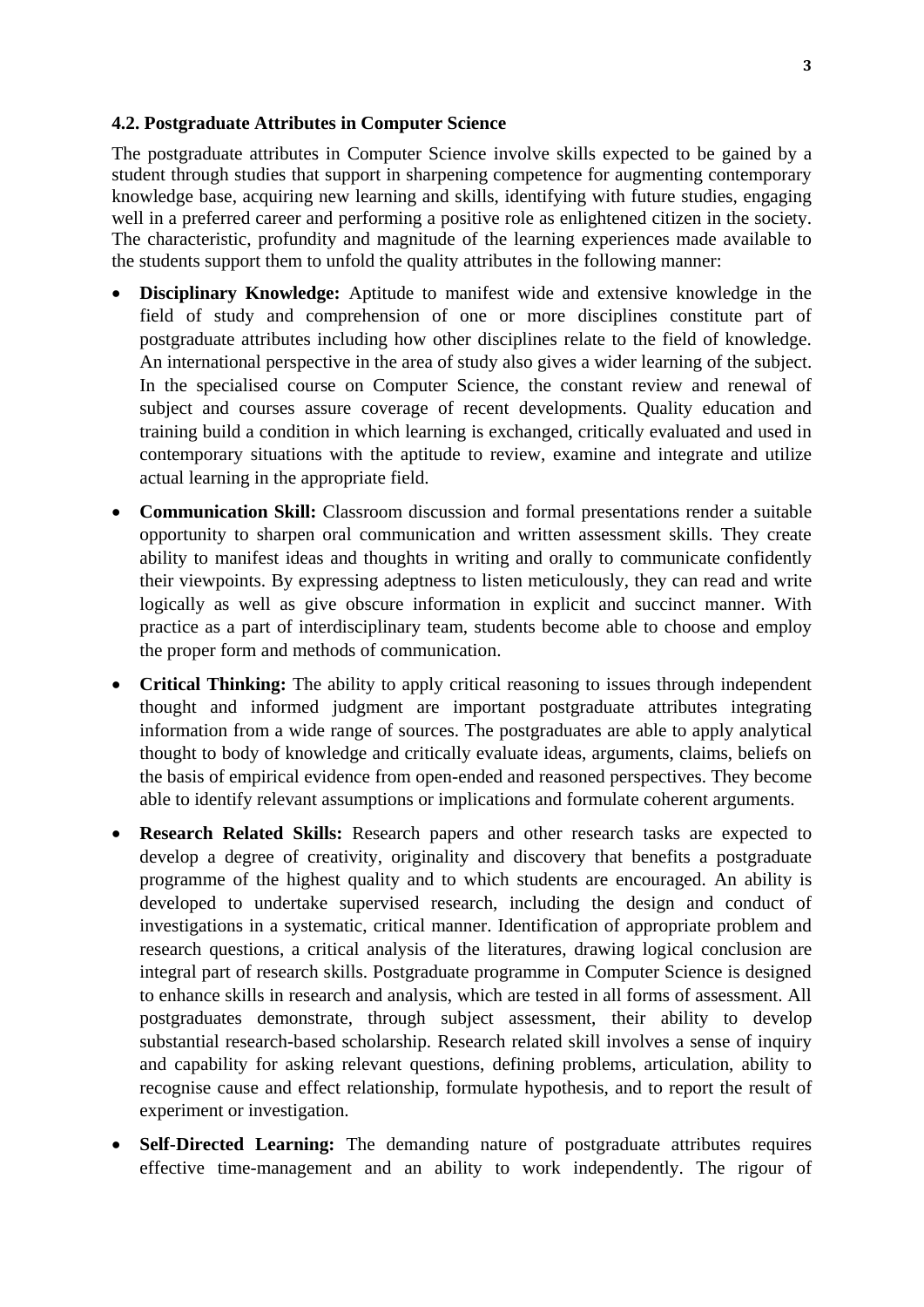### 4.2. Postgraduate Attributes in Computer Science

The postgraduate attributes in Computer Science involve skills expected to be gained by a student through studies that support in sharpening competence for augmenting contemporary knowledge base, acquiring new learning and skills, identifying with future studies, engaging well in a preferred career and performing a positive role as enlightened citizen in the society. The characteristic, profundity and magnitude of the learning experiences made available to the students support them to unfold the quality attributes in the following manner:

- **Disciplinary Knowledge:** Aptitude to manifest wide and extensive knowledge in the field of study and comprehension of one or more disciplines constitute part of postgraduate attributes including how other disciplines relate to the field of knowledge. An international perspective in the area of study also gives a wider learning of the subject. In the specialised course on Computer Science, the constant review and renewal of subject and courses assure coverage of recent developments. Quality education and training build a condition in which learning is exchanged, critically evaluated and used in contemporary situations with the aptitude to review, examine and integrate and utilize actual learning in the appropriate field.
- **Communication Skill:** Classroom discussion and formal presentations render a suitable opportunity to sharpen oral communication and written assessment skills. They create ability to manifest ideas and thoughts in writing and orally to communicate confidently their viewpoints. By expressing adeptness to listen meticulously, they can read and write logically as well as give obscure information in explicit and succinct manner. With practice as a part of interdisciplinary team, students become able to choose and employ the proper form and methods of communication.
- **Critical Thinking:** The ability to apply critical reasoning to issues through independent thought and informed judgment are important postgraduate attributes integrating information from a wide range of sources. The postgraduates are able to apply analytical thought to body of knowledge and critically evaluate ideas, arguments, claims, beliefs on the basis of empirical evidence from open-ended and reasoned perspectives. They become able to identify relevant assumptions or implications and formulate coherent arguments.
- **Research Related Skills:** Research papers and other research tasks are expected to develop a degree of creativity, originality and discovery that benefits a postgraduate programme of the highest quality and to which students are encouraged. An ability is developed to undertake supervised research, including the design and conduct of investigations in a systematic, critical manner. Identification of appropriate problem and research questions, a critical analysis of the literatures, drawing logical conclusion are integral part of research skills. Postgraduate programme in Computer Science is designed to enhance skills in research and analysis, which are tested in all forms of assessment. All postgraduates demonstrate, through subject assessment, their ability to develop substantial research-based scholarship. Research related skill involves a sense of inquiry and capability for asking relevant questions, defining problems, articulation, ability to recognise cause and effect relationship, formulate hypothesis, and to report the result of experiment or investigation.
- **Self-Directed Learning:** The demanding nature of postgraduate attributes requires effective time-management and an ability to work independently. The rigour of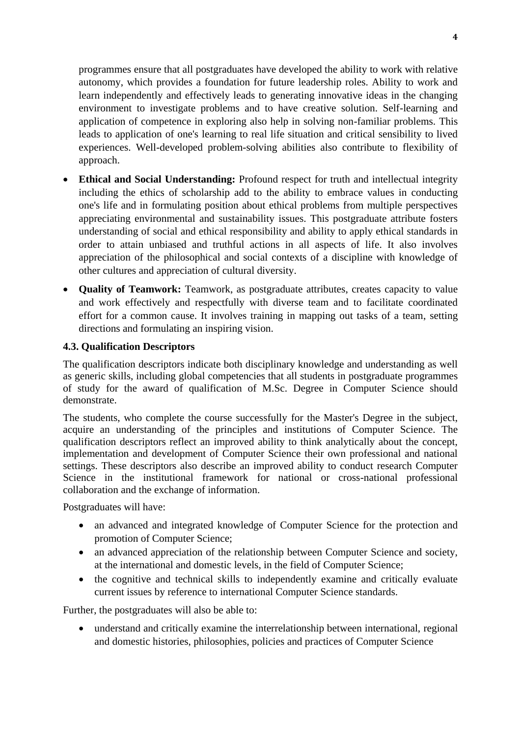programmes ensure that all postgraduates have developed the ability to work with relative autonomy, which provides a foundation for future leadership roles. Ability to work and learn independently and effectively leads to generating innovative ideas in the changing environment to investigate problems and to have creative solution. Self-learning and application of competence in exploring also help in solving non-familiar problems. This leads to application of one's learning to real life situation and critical sensibility to lived experiences. Well-developed problem-solving abilities also contribute to flexibility of approach.

- **Ethical and Social Understanding:** Profound respect for truth and intellectual integrity including the ethics of scholarship add to the ability to embrace values in conducting one's life and in formulating position about ethical problems from multiple perspectives appreciating environmental and sustainability issues. This postgraduate attribute fosters understanding of social and ethical responsibility and ability to apply ethical standards in order to attain unbiased and truthful actions in all aspects of life. It also involves appreciation of the philosophical and social contexts of a discipline with knowledge of other cultures and appreciation of cultural diversity.
- **Quality of Teamwork:** Teamwork, as postgraduate attributes, creates capacity to value and work effectively and respectfully with diverse team and to facilitate coordinated effort for a common cause. It involves training in mapping out tasks of a team, setting directions and formulating an inspiring vision.

### 4.3. Qualification Descriptors

The qualification descriptors indicate both disciplinary knowledge and understanding as well as generic skills, including global competencies that all students in postgraduate programmes of study for the award of qualification of M.Sc. Degree in Computer Science should demonstrate.

The students, who complete the course successfully for the Master's Degree in the subject, acquire an understanding of the principles and institutions of Computer Science. The qualification descriptors reflect an improved ability to think analytically about the concept, implementation and development of Computer Science their own professional and national settings. These descriptors also describe an improved ability to conduct research Computer Science in the institutional framework for national or cross-national professional collaboration and the exchange of information.

Postgraduates will have:

- an advanced and integrated knowledge of Computer Science for the protection and promotion of Computer Science;
- an advanced appreciation of the relationship between Computer Science and society, at the international and domestic levels, in the field of Computer Science;
- the cognitive and technical skills to independently examine and critically evaluate current issues by reference to international Computer Science standards.

Further, the postgraduates will also be able to:

- understand and critically examine the interrelationship between international, regional and domestic histories, philosophies, policies and practices of Computer Science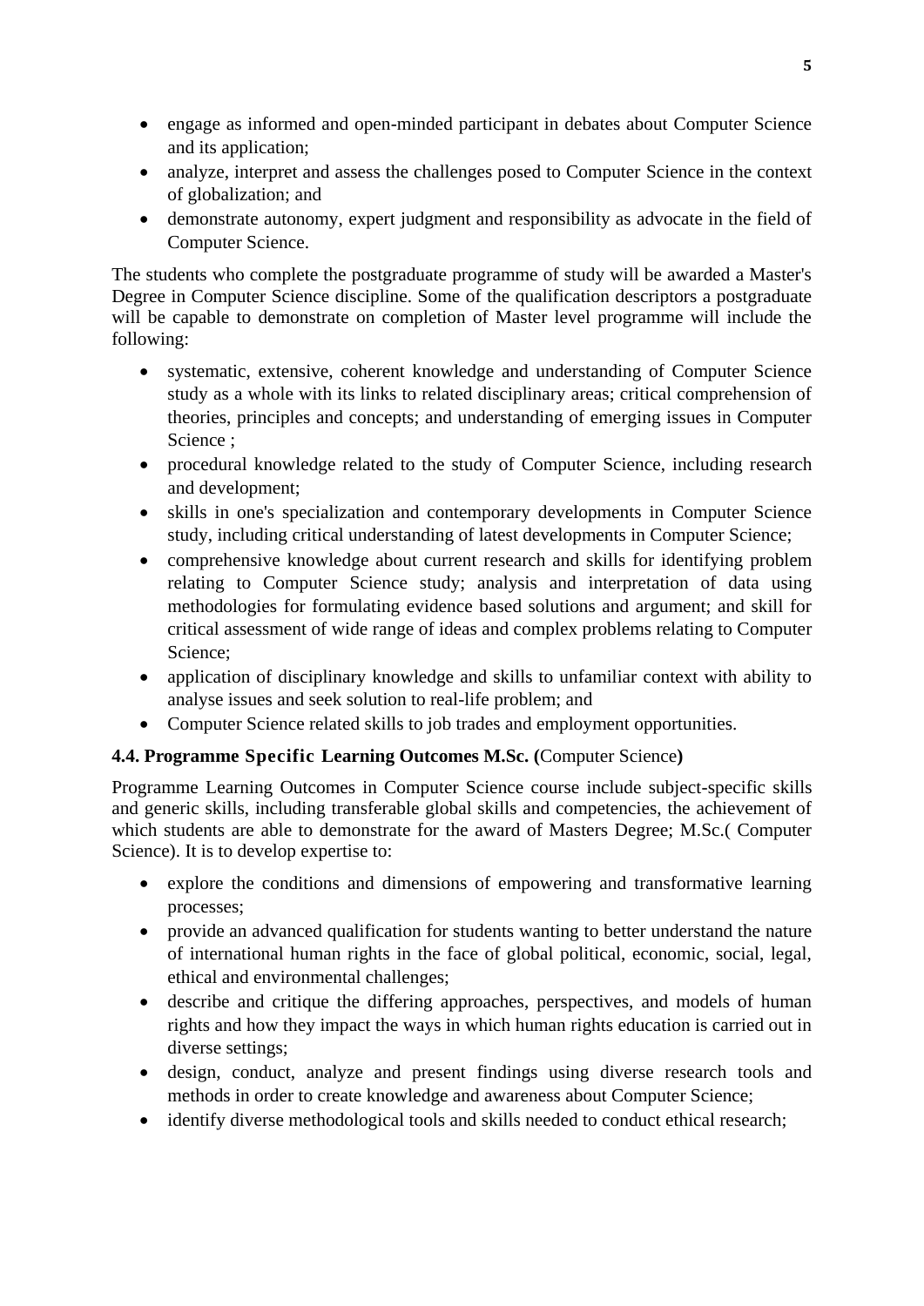- engage as informed and open-minded participant in debates about Computer Science and its application;
- analyze, interpret and assess the challenges posed to Computer Science in the context of globalization; and
- demonstrate autonomy, expert judgment and responsibility as advocate in the field of Computer Science.

The students who complete the postgraduate programme of study will be awarded a Master's Degree in Computer Science discipline. Some of the qualification descriptors a postgraduate will be capable to demonstrate on completion of Master level programme will include the following:

- systematic, extensive, coherent knowledge and understanding of Computer Science study as a whole with its links to related disciplinary areas; critical comprehension of theories, principles and concepts; and understanding of emerging issues in Computer Science ;
- procedural knowledge related to the study of Computer Science, including research and development;
- skills in one's specialization and contemporary developments in Computer Science study, including critical understanding of latest developments in Computer Science;
- comprehensive knowledge about current research and skills for identifying problem relating to Computer Science study; analysis and interpretation of data using methodologies for formulating evidence based solutions and argument; and skill for critical assessment of wide range of ideas and complex problems relating to Computer Science;
- application of disciplinary knowledge and skills to unfamiliar context with ability to analyse issues and seek solution to real-life problem; and
- Computer Science related skills to job trades and employment opportunities.

#### 4.4. Programme Specific Learning Outcomes M.Sc. (Computer Science)

Programme Learning Outcomes in Computer Science course include subject-specific skills and generic skills, including transferable global skills and competencies, the achievement of which students are able to demonstrate for the award of Masters Degree; M.Sc.( Computer Science). It is to develop expertise to:

- explore the conditions and dimensions of empowering and transformative learning processes;
- provide an advanced qualification for students wanting to better understand the nature of international human rights in the face of global political, economic, social, legal, ethical and environmental challenges;
- describe and critique the differing approaches, perspectives, and models of human rights and how they impact the ways in which human rights education is carried out in diverse settings;
- design, conduct, analyze and present findings using diverse research tools and methods in order to create knowledge and awareness about Computer Science;
- identify diverse methodological tools and skills needed to conduct ethical research;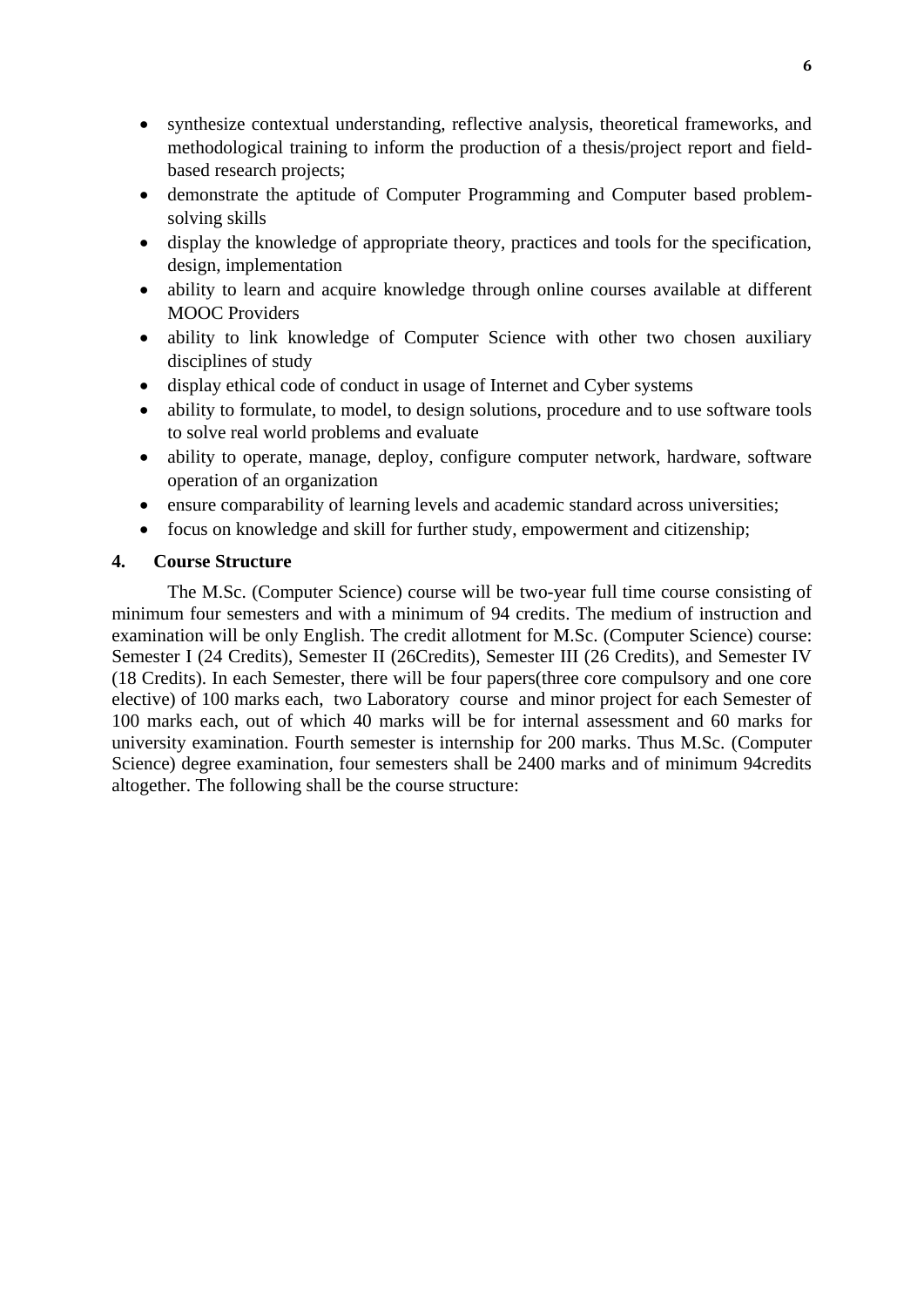- synthesize contextual understanding, reflective analysis, theoretical frameworks, and methodological training to inform the production of a thesis/project report and field-based research projects;
- demonstrate the aptitude of Computer Programming and Computer based problem-solving skills
- display the knowledge of appropriate theory, practices and tools for the specification, design, implementation
- ability to learn and acquire knowledge through online courses available at different MOOC Providers
- ability to link knowledge of Computer Science with other two chosen auxiliary disciplines of study
- display ethical code of conduct in usage of Internet and Cyber systems
- ability to formulate, to model, to design solutions, procedure and to use software tools to solve real world problems and evaluate
- ability to operate, manage, deploy, configure computer network, hardware, software operation of an organization
- ensure comparability of learning levels and academic standard across universities;
- focus on knowledge and skill for further study, empowerment and citizenship;

## 4. Course Structure

The M.Sc. (Computer Science) course will be two-year full time course consisting of minimum four semesters and with a minimum of 94 credits. The medium of instruction and examination will be only English. The credit allotment for M.Sc. (Computer Science) course: Semester I (24 Credits), Semester II (26Credits), Semester III (26 Credits), and Semester IV (18 Credits). In each Semester, there will be four papers(three core compulsory and one core elective) of 100 marks each, two Laboratory course and minor project for each Semester of 100 marks each, out of which 40 marks will be for internal assessment and 60 marks for university examination. Fourth semester is internship for 200 marks. Thus M.Sc. (Computer Science) degree examination, four semesters shall be 2400 marks and of minimum 94credits altogether. The following shall be the course structure: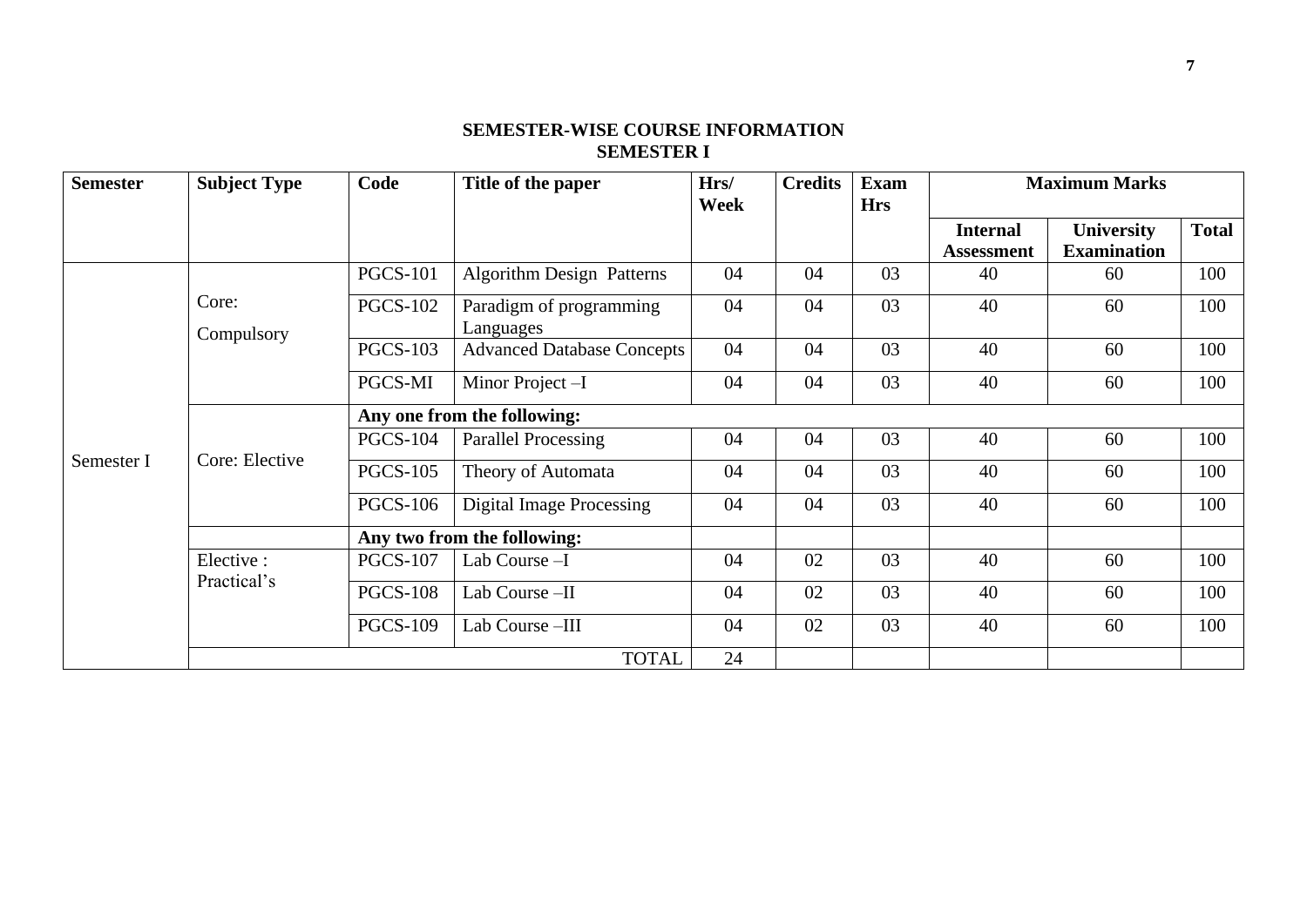## SEMESTER-WISE COURSE INFORMATION
## SEMESTER I

| Semester | Subject Type | Code | Title of the paper | Hrs/ Week | Credits | Exam Hrs | Maximum Marks | | |
|---|---|---|---|---|---|---|---|---|---|
| | | | | | | | Internal Assessment | University Examination | Total |
| Semester I | Core: Compulsory | PGCS-101 | Algorithm Design Patterns | 04 | 04 | 03 | 40 | 60 | 100 |
| | | PGCS-102 | Paradigm of programming Languages | 04 | 04 | 03 | 40 | 60 | 100 |
| | | PGCS-103 | Advanced Database Concepts | 04 | 04 | 03 | 40 | 60 | 100 |
| | | PGCS-MI | Minor Project –I | 04 | 04 | 03 | 40 | 60 | 100 |
| | Core: Elective | **Any one from the following:** | | | | | | | |
| | | PGCS-104 | Parallel Processing | 04 | 04 | 03 | 40 | 60 | 100 |
| | | PGCS-105 | Theory of Automata | 04 | 04 | 03 | 40 | 60 | 100 |
| | | PGCS-106 | Digital Image Processing | 04 | 04 | 03 | 40 | 60 | 100 |
| | | **Any two from the following:** | | | | | | | |
| | Elective : Practical's | PGCS-107 | Lab Course –I | 04 | 02 | 03 | 40 | 60 | 100 |
| | | PGCS-108 | Lab Course –II | 04 | 02 | 03 | 40 | 60 | 100 |
| | | PGCS-109 | Lab Course –III | 04 | 02 | 03 | 40 | 60 | 100 |
| | | | TOTAL | 24 | | | | | |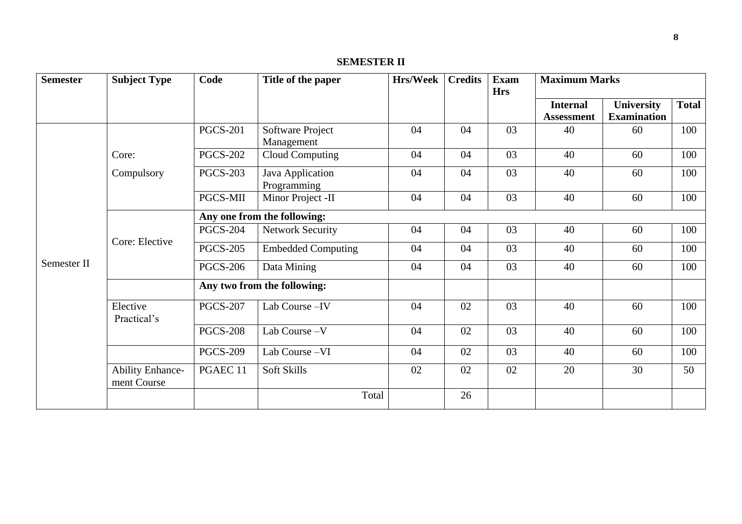## SEMESTER II

| Semester | Subject Type | Code | Title of the paper | Hrs/Week | Credits | Exam Hrs | Maximum Marks | | |
|---|---|---|---|---|---|---|---|---|---|
| | | | | | | | Internal Assessment | University Examination | Total |
| Semester II | Core: Compulsory | PGCS-201 | Software Project Management | 04 | 04 | 03 | 40 | 60 | 100 |
| | | PGCS-202 | Cloud Computing | 04 | 04 | 03 | 40 | 60 | 100 |
| | | PGCS-203 | Java Application Programming | 04 | 04 | 03 | 40 | 60 | 100 |
| | | PGCS-MII | Minor Project -II | 04 | 04 | 03 | 40 | 60 | 100 |
| | Core: Elective | **Any one from the following:** | | | | | | | |
| | | PGCS-204 | Network Security | 04 | 04 | 03 | 40 | 60 | 100 |
| | | PGCS-205 | Embedded Computing | 04 | 04 | 03 | 40 | 60 | 100 |
| | | PGCS-206 | Data Mining | 04 | 04 | 03 | 40 | 60 | 100 |
| | | **Any two from the following:** | | | | | | | |
| | Elective Practical's | PGCS-207 | Lab Course –IV | 04 | 02 | 03 | 40 | 60 | 100 |
| | | PGCS-208 | Lab Course –V | 04 | 02 | 03 | 40 | 60 | 100 |
| | | PGCS-209 | Lab Course –VI | 04 | 02 | 03 | 40 | 60 | 100 |
| | Ability Enhance-ment Course | PGAEC 11 | Soft Skills | 02 | 02 | 02 | 20 | 30 | 50 |
| | | | Total | | 26 | | | | |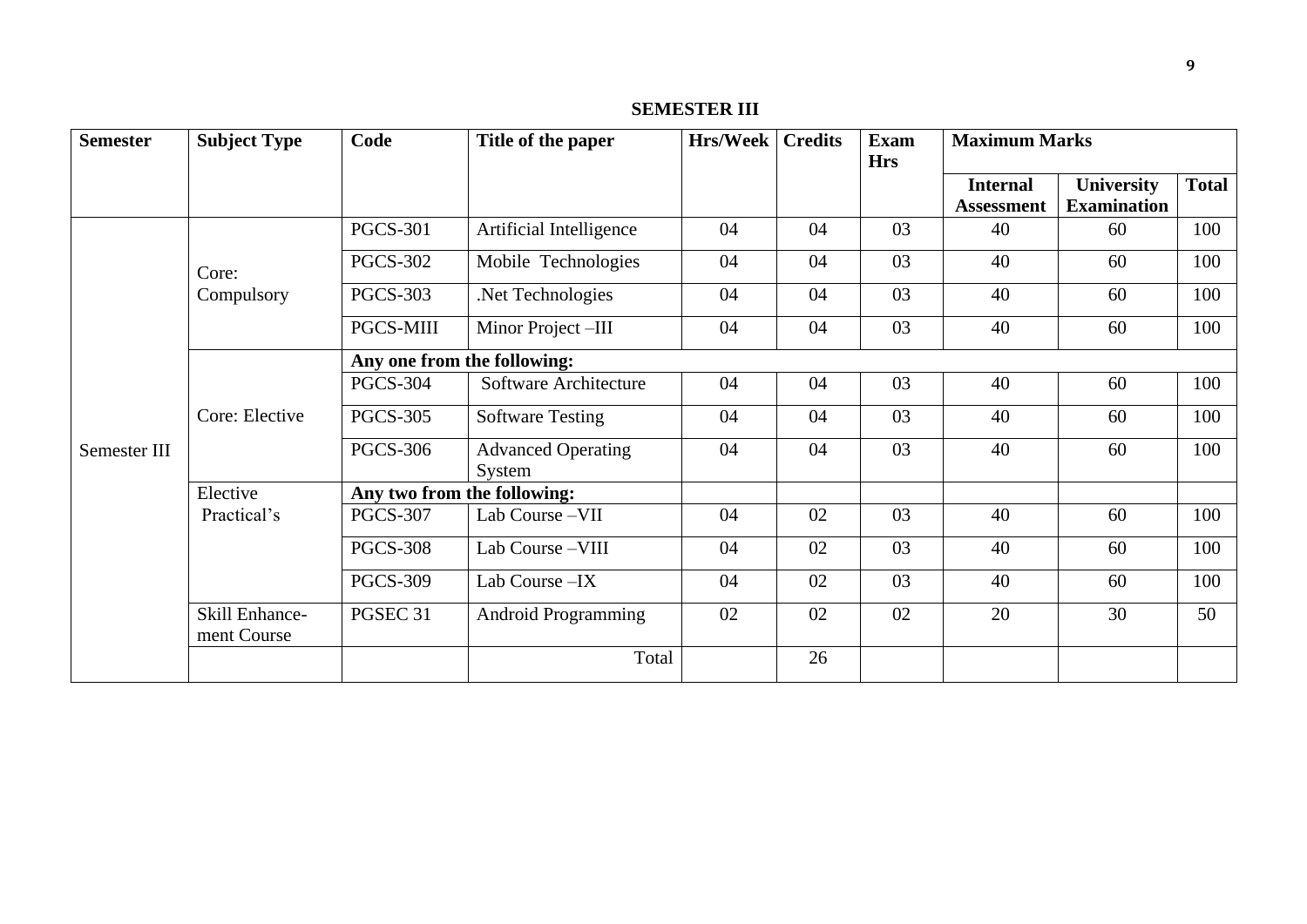## SEMESTER III

| Semester | Subject Type | Code | Title of the paper | Hrs/Week | Credits | Exam Hrs | Maximum Marks | | |
|---|---|---|---|---|---|---|---|---|---|
| | | | | | | | **Internal Assessment** | **University Examination** | **Total** |
| Semester III | Core: Compulsory | PGCS-301 | Artificial Intelligence | 04 | 04 | 03 | 40 | 60 | 100 |
| | | PGCS-302 | Mobile Technologies | 04 | 04 | 03 | 40 | 60 | 100 |
| | | PGCS-303 | .Net Technologies | 04 | 04 | 03 | 40 | 60 | 100 |
| | | PGCS-MIII | Minor Project –III | 04 | 04 | 03 | 40 | 60 | 100 |
| | Core: Elective | **Any one from the following:** | | | | | | | |
| | | PGCS-304 | Software Architecture | 04 | 04 | 03 | 40 | 60 | 100 |
| | | PGCS-305 | Software Testing | 04 | 04 | 03 | 40 | 60 | 100 |
| | | PGCS-306 | Advanced Operating System | 04 | 04 | 03 | 40 | 60 | 100 |
| | Elective Practical's | **Any two from the following:** | | | | | | | |
| | | PGCS-307 | Lab Course –VII | 04 | 02 | 03 | 40 | 60 | 100 |
| | | PGCS-308 | Lab Course –VIII | 04 | 02 | 03 | 40 | 60 | 100 |
| | | PGCS-309 | Lab Course –IX | 04 | 02 | 03 | 40 | 60 | 100 |
| | Skill Enhance-ment Course | PGSEC 31 | Android Programming | 02 | 02 | 02 | 20 | 30 | 50 |
| | | | Total | | 26 | | | | |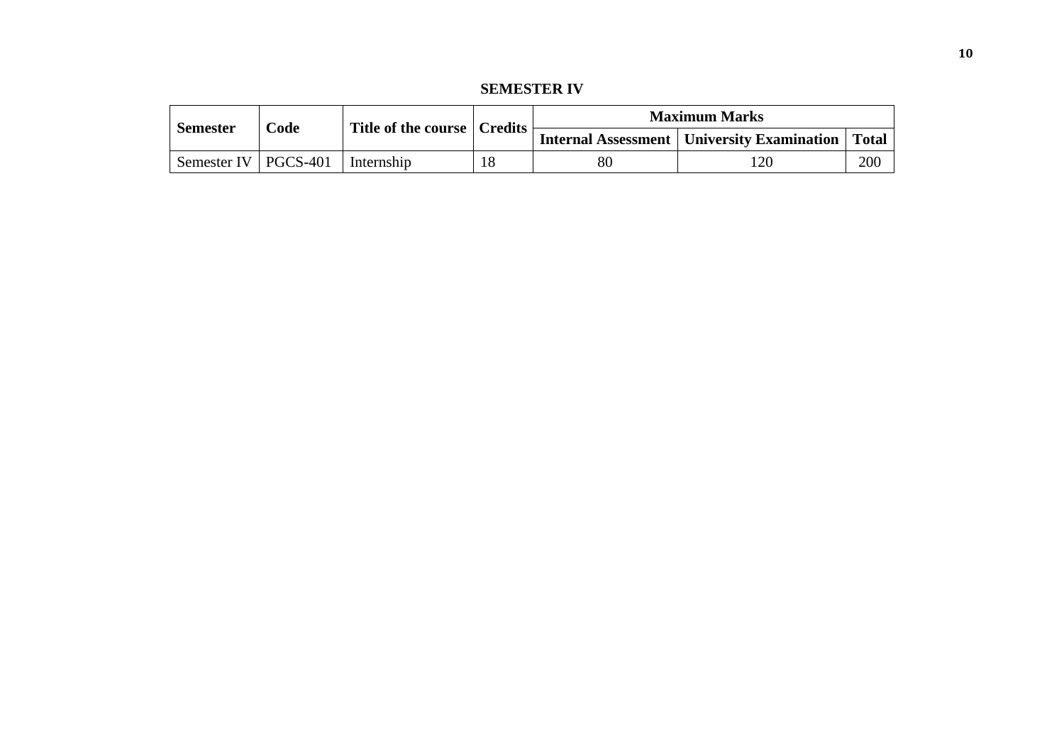**SEMESTER IV**

| Semester | Code | Title of the course | Credits | Maximum Marks | | |
|---|---|---|---|---|---|---|
| | | | | Internal Assessment | University Examination | Total |
| Semester IV | PGCS-401 | Internship | 18 | 80 | 120 | 200 |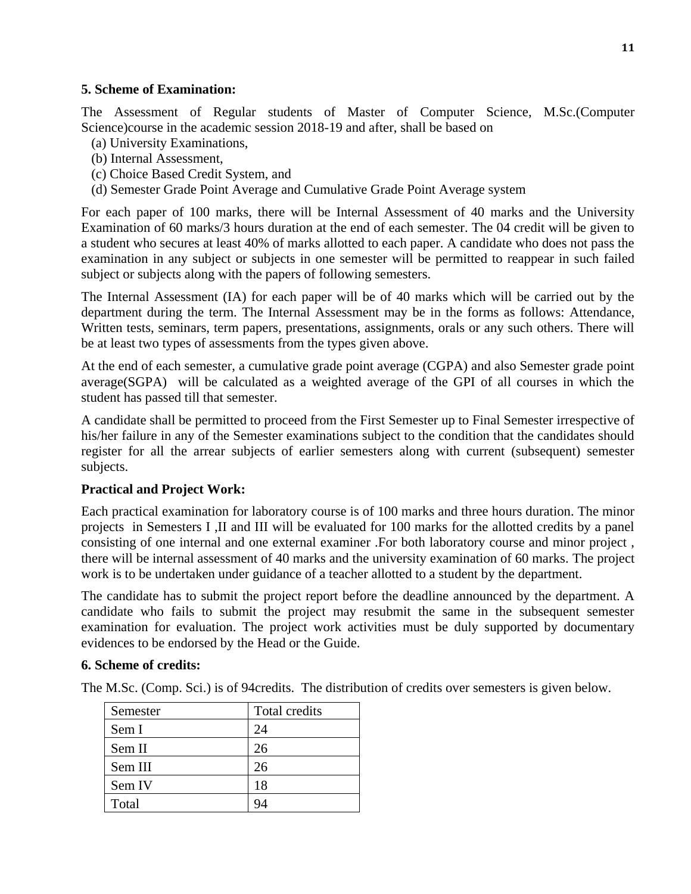**5. Scheme of Examination:**

The Assessment of Regular students of Master of Computer Science, M.Sc.(Computer Science)course in the academic session 2018-19 and after, shall be based on

(a) University Examinations,
(b) Internal Assessment,
(c) Choice Based Credit System, and
(d) Semester Grade Point Average and Cumulative Grade Point Average system

For each paper of 100 marks, there will be Internal Assessment of 40 marks and the University Examination of 60 marks/3 hours duration at the end of each semester. The 04 credit will be given to a student who secures at least 40% of marks allotted to each paper. A candidate who does not pass the examination in any subject or subjects in one semester will be permitted to reappear in such failed subject or subjects along with the papers of following semesters.

The Internal Assessment (IA) for each paper will be of 40 marks which will be carried out by the department during the term. The Internal Assessment may be in the forms as follows: Attendance, Written tests, seminars, term papers, presentations, assignments, orals or any such others. There will be at least two types of assessments from the types given above.

At the end of each semester, a cumulative grade point average (CGPA) and also Semester grade point average(SGPA) will be calculated as a weighted average of the GPI of all courses in which the student has passed till that semester.

A candidate shall be permitted to proceed from the First Semester up to Final Semester irrespective of his/her failure in any of the Semester examinations subject to the condition that the candidates should register for all the arrear subjects of earlier semesters along with current (subsequent) semester subjects.

**Practical and Project Work:**

Each practical examination for laboratory course is of 100 marks and three hours duration. The minor projects in Semesters I ,II and III will be evaluated for 100 marks for the allotted credits by a panel consisting of one internal and one external examiner .For both laboratory course and minor project , there will be internal assessment of 40 marks and the university examination of 60 marks. The project work is to be undertaken under guidance of a teacher allotted to a student by the department.

The candidate has to submit the project report before the deadline announced by the department. A candidate who fails to submit the project may resubmit the same in the subsequent semester examination for evaluation. The project work activities must be duly supported by documentary evidences to be endorsed by the Head or the Guide.

**6. Scheme of credits:**

The M.Sc. (Comp. Sci.) is of 94credits. The distribution of credits over semesters is given below.

| Semester | Total credits |
|---|---|
| Sem I | 24 |
| Sem II | 26 |
| Sem III | 26 |
| Sem IV | 18 |
| Total | 94 |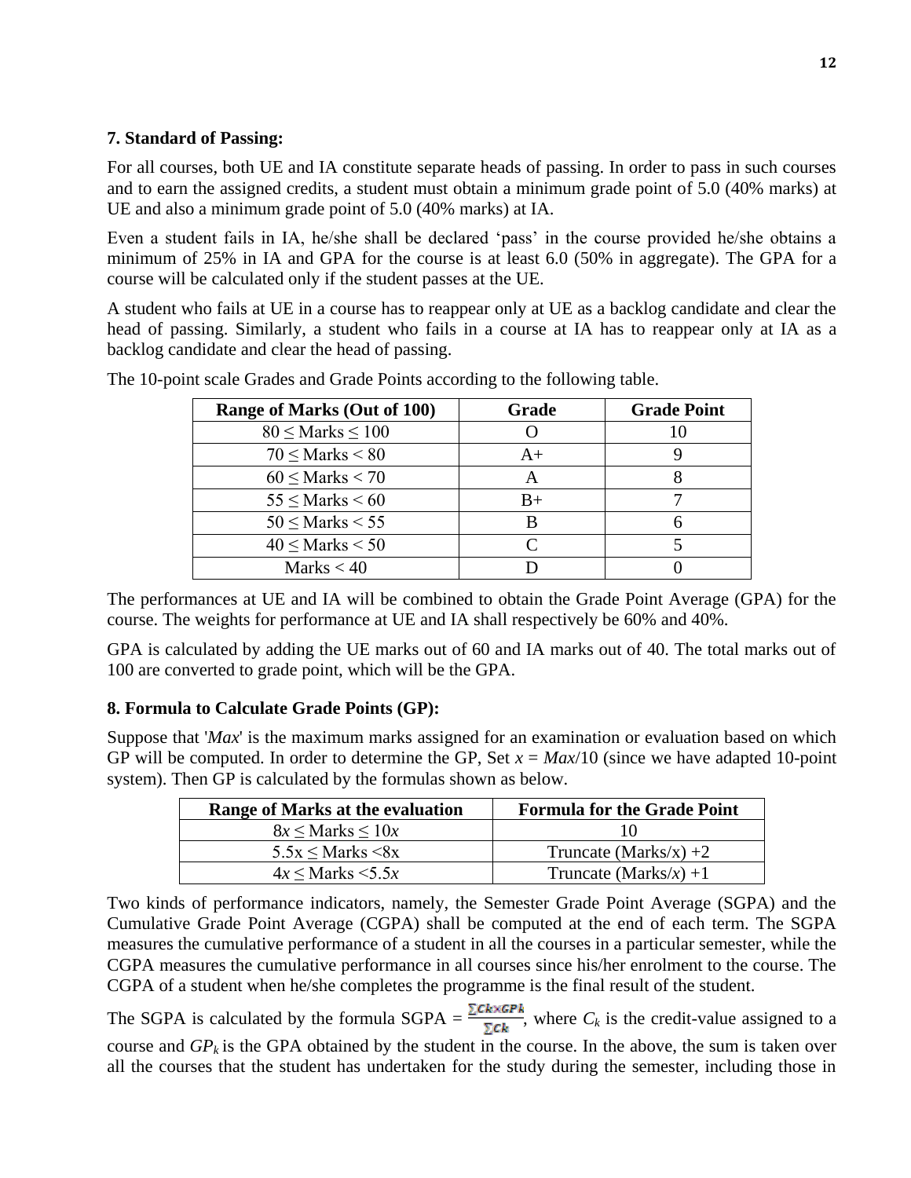### 7. Standard of Passing:

For all courses, both UE and IA constitute separate heads of passing. In order to pass in such courses and to earn the assigned credits, a student must obtain a minimum grade point of 5.0 (40% marks) at UE and also a minimum grade point of 5.0 (40% marks) at IA.

Even a student fails in IA, he/she shall be declared 'pass' in the course provided he/she obtains a minimum of 25% in IA and GPA for the course is at least 6.0 (50% in aggregate). The GPA for a course will be calculated only if the student passes at the UE.

A student who fails at UE in a course has to reappear only at UE as a backlog candidate and clear the head of passing. Similarly, a student who fails in a course at IA has to reappear only at IA as a backlog candidate and clear the head of passing.

The 10-point scale Grades and Grade Points according to the following table.

| Range of Marks (Out of 100) | Grade | Grade Point |
|---|---|---|
| 80 ≤ Marks ≤ 100 | O | 10 |
| 70 ≤ Marks < 80 | A+ | 9 |
| 60 ≤ Marks < 70 | A | 8 |
| 55 ≤ Marks < 60 | B+ | 7 |
| 50 ≤ Marks < 55 | B | 6 |
| 40 ≤ Marks < 50 | C | 5 |
| Marks < 40 | D | 0 |

The performances at UE and IA will be combined to obtain the Grade Point Average (GPA) for the course. The weights for performance at UE and IA shall respectively be 60% and 40%.

GPA is calculated by adding the UE marks out of 60 and IA marks out of 40. The total marks out of 100 are converted to grade point, which will be the GPA.

### 8. Formula to Calculate Grade Points (GP):

Suppose that '*Max*' is the maximum marks assigned for an examination or evaluation based on which GP will be computed. In order to determine the GP, Set $x = Max/10$ (since we have adapted 10-point system). Then GP is calculated by the formulas shown as below.

| Range of Marks at the evaluation | Formula for the Grade Point |
|---|---|
| $8x \leq$ Marks $\leq 10x$ | 10 |
| $5.5x \leq$ Marks $< 8x$ | Truncate (Marks/x) +2 |
| $4x \leq$ Marks $< 5.5x$ | Truncate (Marks/$x$) +1 |

Two kinds of performance indicators, namely, the Semester Grade Point Average (SGPA) and the Cumulative Grade Point Average (CGPA) shall be computed at the end of each term. The SGPA measures the cumulative performance of a student in all the courses in a particular semester, while the CGPA measures the cumulative performance in all courses since his/her enrolment to the course. The CGPA of a student when he/she completes the programme is the final result of the student.

The SGPA is calculated by the formula SGPA = $\frac{\sum Ck \times GPk}{\sum Ck}$, where $C_k$ is the credit-value assigned to a course and $GP_k$ is the GPA obtained by the student in the course. In the above, the sum is taken over all the courses that the student has undertaken for the study during the semester, including those in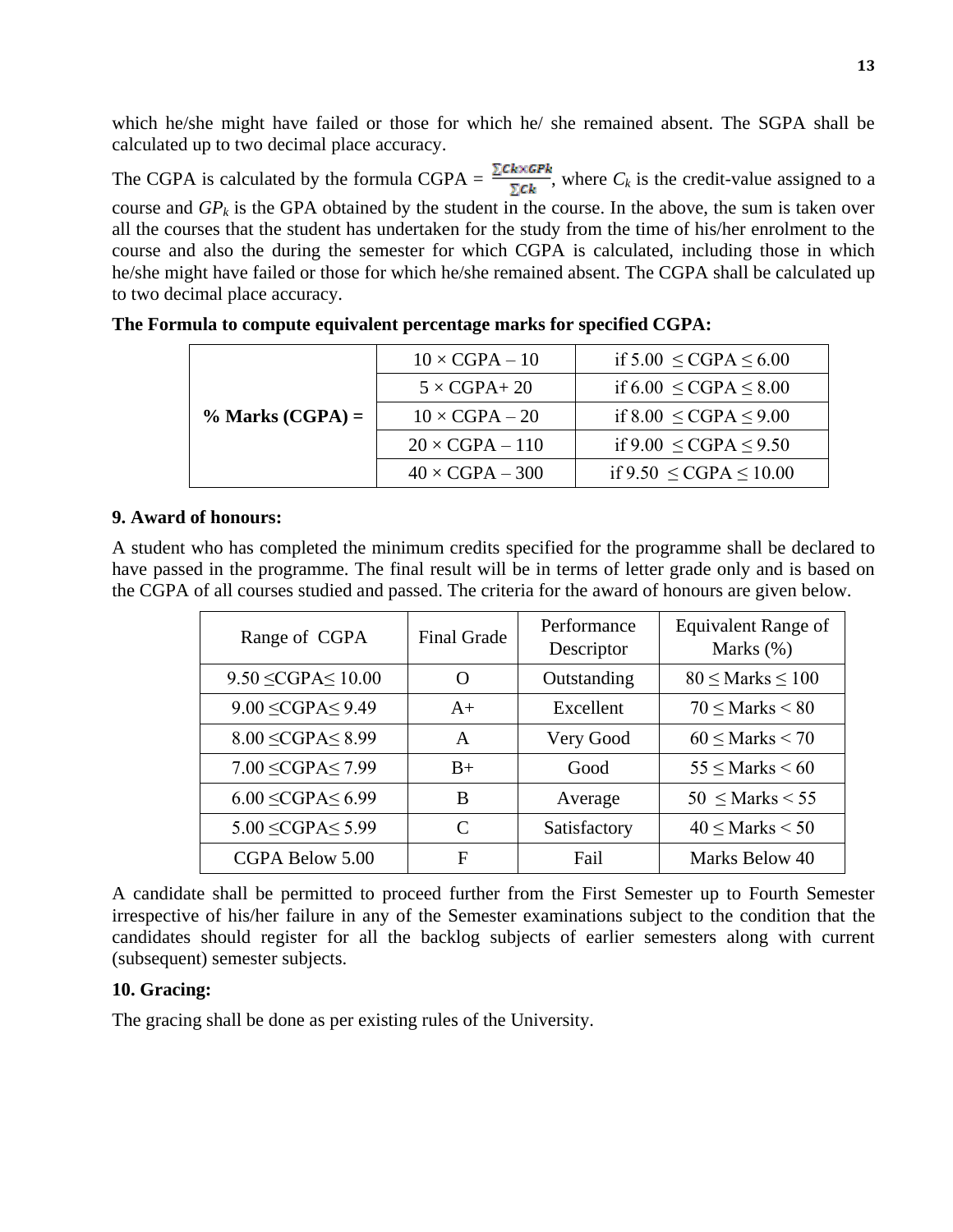which he/she might have failed or those for which he/ she remained absent. The SGPA shall be calculated up to two decimal place accuracy.

The CGPA is calculated by the formula CGPA = $\frac{\sum Ck \times GPk}{\sum Ck}$, where $C_k$ is the credit-value assigned to a course and $GP_k$ is the GPA obtained by the student in the course. In the above, the sum is taken over all the courses that the student has undertaken for the study from the time of his/her enrolment to the course and also the during the semester for which CGPA is calculated, including those in which he/she might have failed or those for which he/she remained absent. The CGPA shall be calculated up to two decimal place accuracy.

**The Formula to compute equivalent percentage marks for specified CGPA:**

| | | |
|---|---|---|
| **% Marks (CGPA) =** | 10 × CGPA – 10 | if 5.00 ≤ CGPA ≤ 6.00 |
| | 5 × CGPA+ 20 | if 6.00 ≤ CGPA ≤ 8.00 |
| | 10 × CGPA – 20 | if 8.00 ≤ CGPA ≤ 9.00 |
| | 20 × CGPA – 110 | if 9.00 ≤ CGPA ≤ 9.50 |
| | 40 × CGPA – 300 | if 9.50 ≤ CGPA ≤ 10.00 |

### 9. Award of honours:

A student who has completed the minimum credits specified for the programme shall be declared to have passed in the programme. The final result will be in terms of letter grade only and is based on the CGPA of all courses studied and passed. The criteria for the award of honours are given below.

| Range of CGPA | Final Grade | Performance Descriptor | Equivalent Range of Marks (%) |
|---|---|---|---|
| 9.50 ≤CGPA≤ 10.00 | O | Outstanding | 80 ≤ Marks ≤ 100 |
| 9.00 ≤CGPA≤ 9.49 | A+ | Excellent | 70 ≤ Marks < 80 |
| 8.00 ≤CGPA≤ 8.99 | A | Very Good | 60 ≤ Marks < 70 |
| 7.00 ≤CGPA≤ 7.99 | B+ | Good | 55 ≤ Marks < 60 |
| 6.00 ≤CGPA≤ 6.99 | B | Average | 50 ≤ Marks < 55 |
| 5.00 ≤CGPA≤ 5.99 | C | Satisfactory | 40 ≤ Marks < 50 |
| CGPA Below 5.00 | F | Fail | Marks Below 40 |

A candidate shall be permitted to proceed further from the First Semester up to Fourth Semester irrespective of his/her failure in any of the Semester examinations subject to the condition that the candidates should register for all the backlog subjects of earlier semesters along with current (subsequent) semester subjects.

### 10. Gracing:

The gracing shall be done as per existing rules of the University.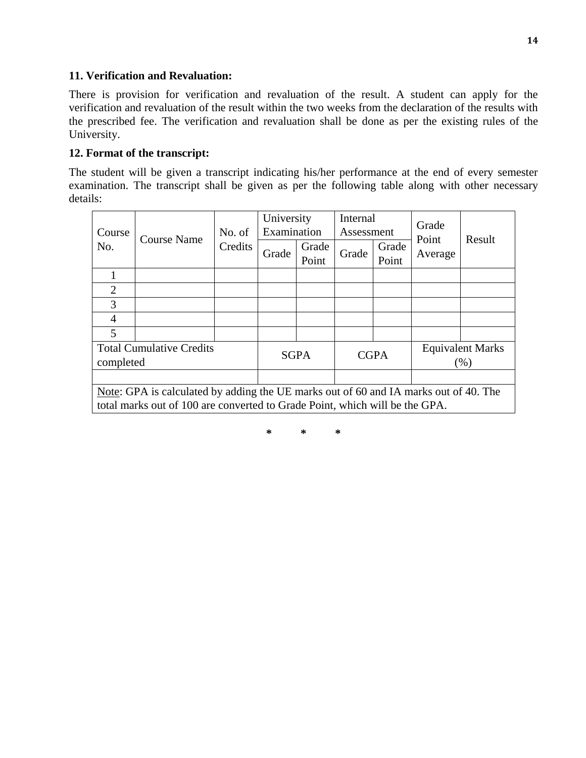### 11. Verification and Revaluation:

There is provision for verification and revaluation of the result. A student can apply for the verification and revaluation of the result within the two weeks from the declaration of the results with the prescribed fee. The verification and revaluation shall be done as per the existing rules of the University.

### 12. Format of the transcript:

The student will be given a transcript indicating his/her performance at the end of every semester examination. The transcript shall be given as per the following table along with other necessary details:

| Course No. | Course Name | No. of Credits | University Examination | | Internal Assessment | | Grade Point Average | Result |
|---|---|---|---|---|---|---|---|---|
| | | | Grade | Grade Point | Grade | Grade Point | | |
| 1 | | | | | | | | |
| 2 | | | | | | | | |
| 3 | | | | | | | | |
| 4 | | | | | | | | |
| 5 | | | | | | | | |
| Total Cumulative Credits completed | | | SGPA | | CGPA | | Equivalent Marks (%) | |
| | | | | | | | | |
| Note: GPA is calculated by adding the UE marks out of 60 and IA marks out of 40. The total marks out of 100 are converted to Grade Point, which will be the GPA. | | | | | | | | |

\* \* \*